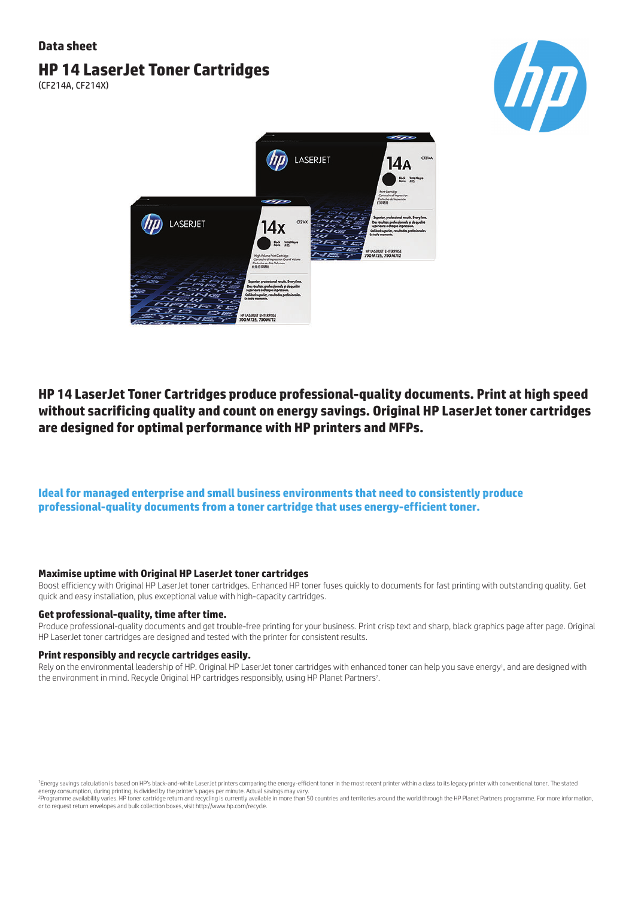Data sheet

# HP 14 LaserJet Toner Cartridges

(CF214A, CF214X)

**HP 14 LaserJet Toner Cartridges produce professional-quality documents. Print at high speed without sacrificing quality and count on energy savings. Original HP LaserJet toner cartridges are designed for optimal performance with HP printers and MFPs.**

**Ideal for managed enterprise and small business environments that need to consistently produce professional-quality documents from a toner cartridge that uses energy-efficient toner.**

### Maximise uptime with Original HP LaserJet toner cartridges

Boost efficiency with Original HP LaserJet toner cartridges. Enhanced HP toner fuses quickly to documents for fast printing with outstanding quality. Get quick and easy installation, plus exceptional value with high-capacity cartridges.

### Get professional-quality, time after time.

Produce professional-quality documents and get trouble-free printing for your business. Print crisp text and sharp, black graphics page after page. Original HP LaserJet toner cartridges are designed and tested with the printer for consistent results.

### Print responsibly and recycle cartridges easily.

Rely on the environmental leadership of HP. Original HP LaserJet toner cartridges with enhanced toner can help you save energy[1], and are designed with the environment in mind. Recycle Original HP cartridges responsibly, using HP Planet Partners[2].

[1]Energy savings calculation is based on HP's black-and-white LaserJet printers comparing the energy-efficient toner in the most recent printer within a class to its legacy printer with conventional toner. The stated energy consumption, during printing, is divided by the printer's pages per minute. Actual savings may vary.
[2]Programme availability varies. HP toner cartridge return and recycling is currently available in more than 50 countries and territories around the world through the HP Planet Partners programme. For more information, or to request return envelopes and bulk collection boxes, visit http://www.hp.com/recycle.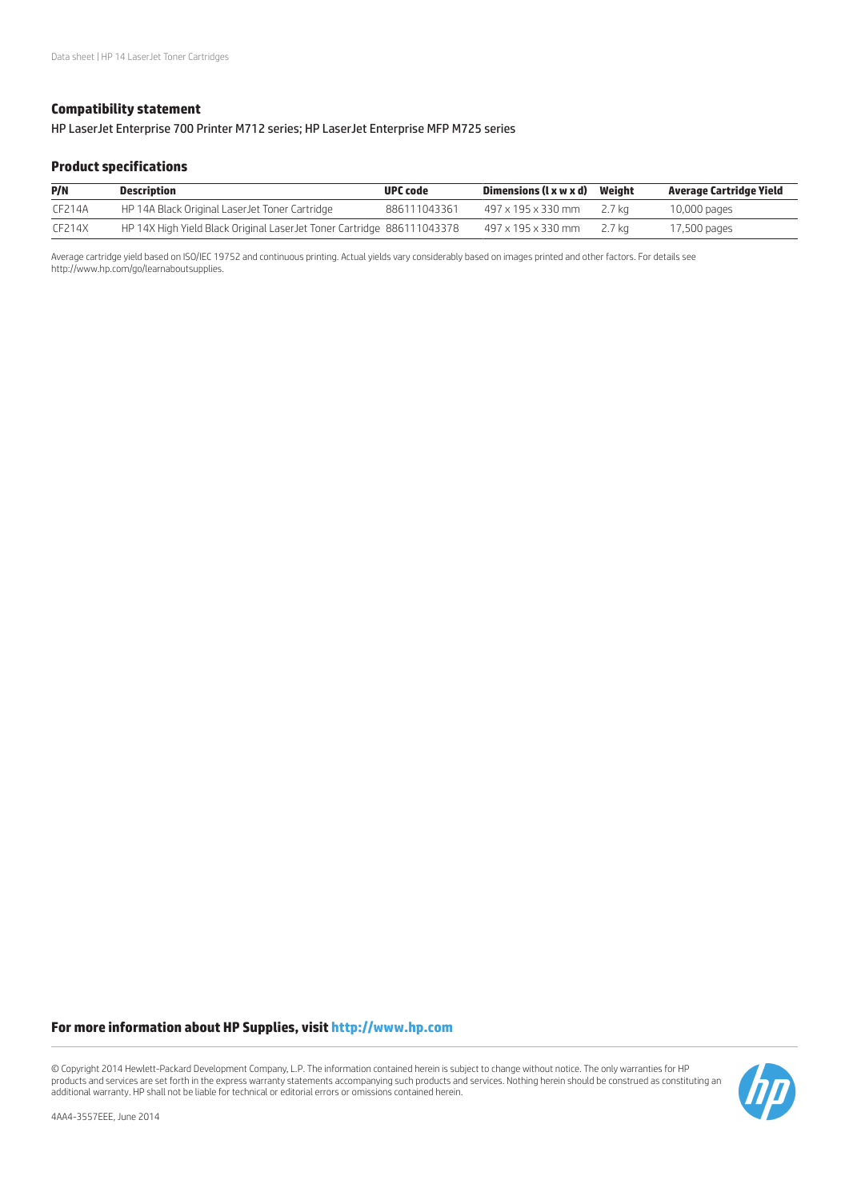## Compatibility statement

HP LaserJet Enterprise 700 Printer M712 series; HP LaserJet Enterprise MFP M725 series

## Product specifications

| P/N | Description | UPC code | Dimensions (l x w x d) | Weight | Average Cartridge Yield |
|---|---|---|---|---|---|
| CF214A | HP 14A Black Original LaserJet Toner Cartridge | 886111043361 | 497 x 195 x 330 mm | 2.7 kg | 10,000 pages |
| CF214X | HP 14X High Yield Black Original LaserJet Toner Cartridge | 886111043378 | 497 x 195 x 330 mm | 2.7 kg | 17,500 pages |

Average cartridge yield based on ISO/IEC 19752 and continuous printing. Actual yields vary considerably based on images printed and other factors. For details see http://www.hp.com/go/learnaboutsupplies.

**For more information about HP Supplies, visit http://www.hp.com**

© Copyright 2014 Hewlett-Packard Development Company, L.P. The information contained herein is subject to change without notice. The only warranties for HP products and services are set forth in the express warranty statements accompanying such products and services. Nothing herein should be construed as constituting an additional warranty. HP shall not be liable for technical or editorial errors or omissions contained herein.

4AA4-3557EEE, June 2014